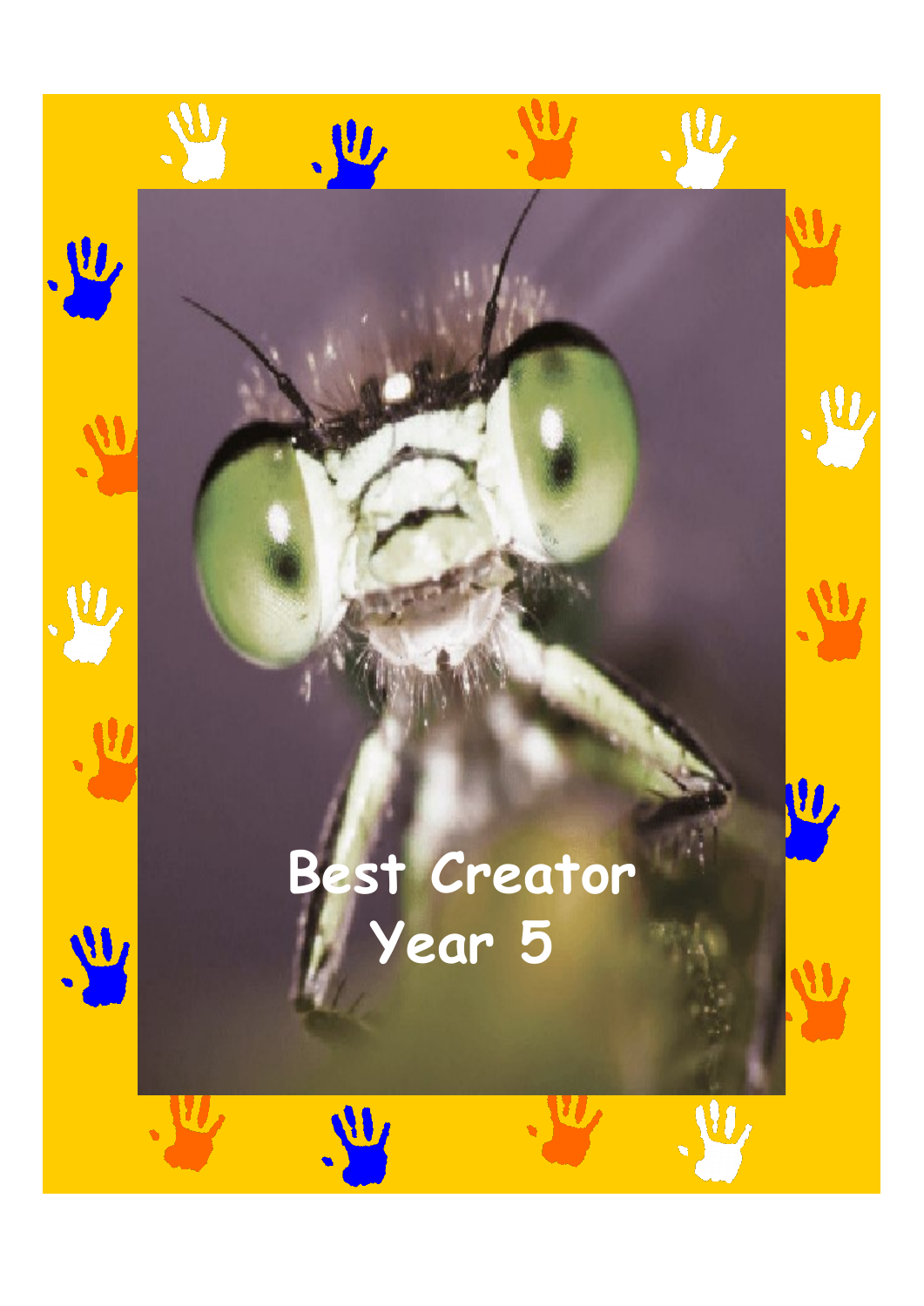# Best Creator

# Year 5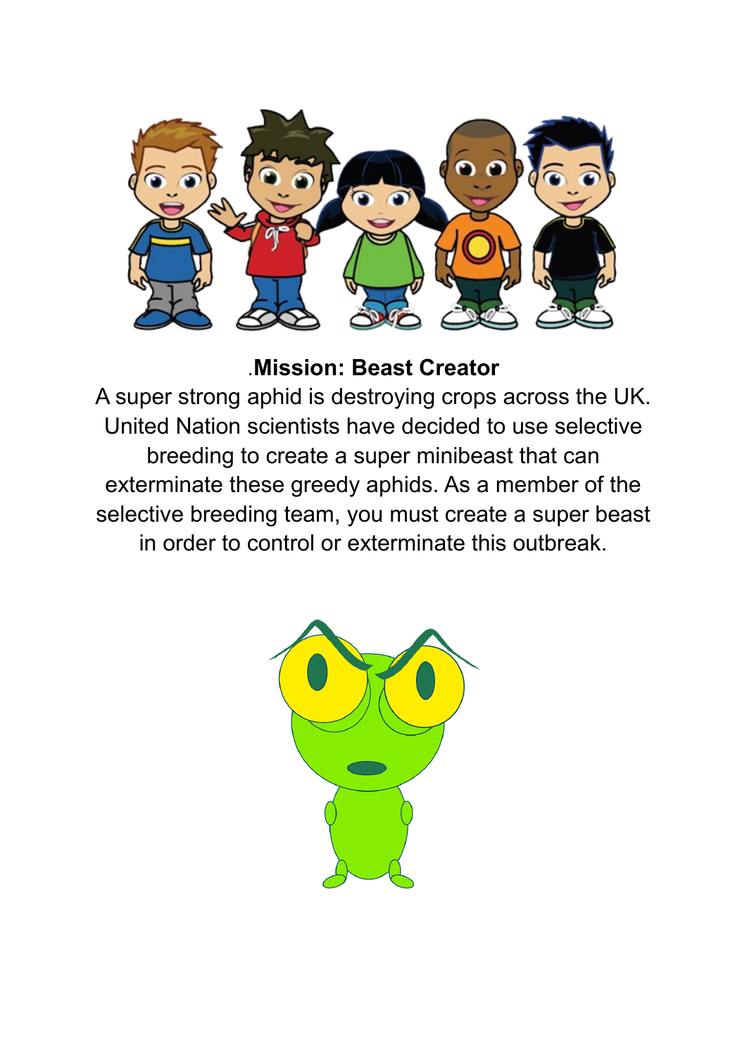**Mission: Beast Creator**

A super strong aphid is destroying crops across the UK. United Nation scientists have decided to use selective breeding to create a super minibeast that can exterminate these greedy aphids. As a member of the selective breeding team, you must create a super beast in order to control or exterminate this outbreak.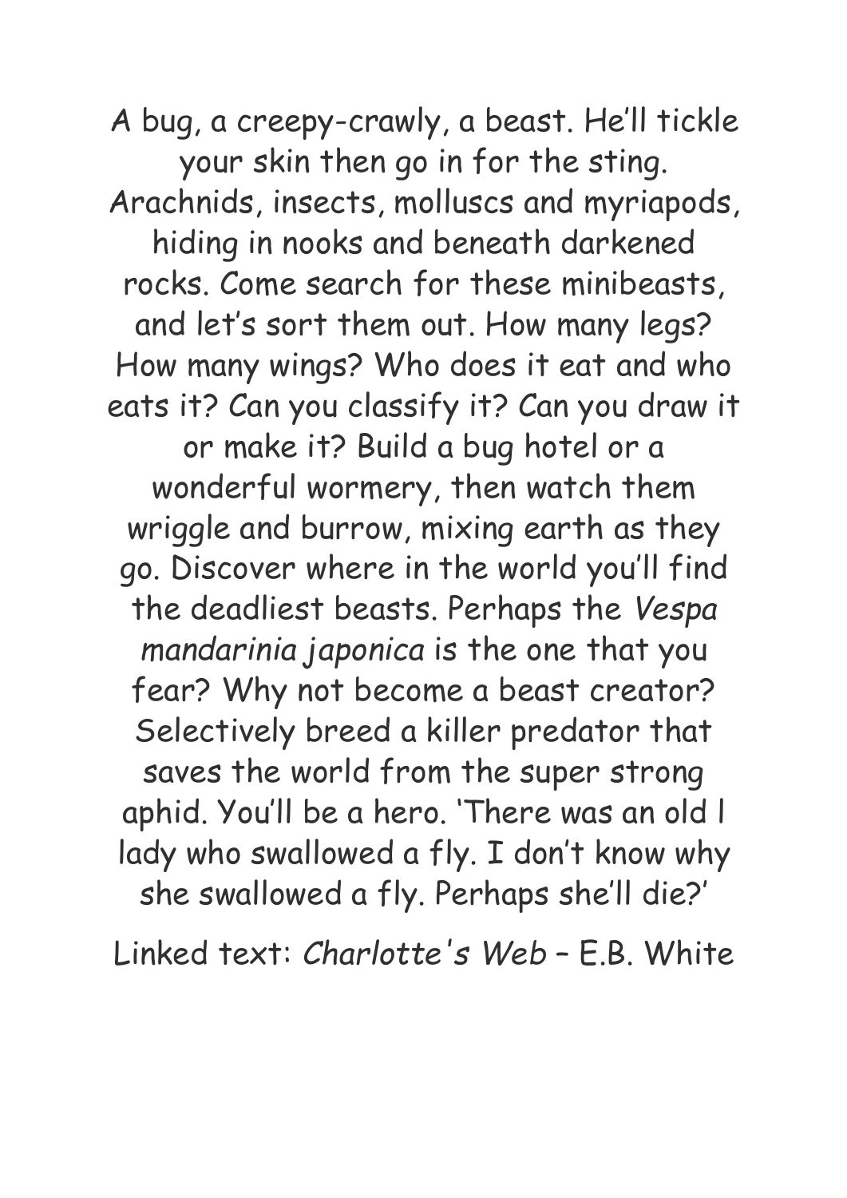A bug, a creepy-crawly, a beast. He'll tickle your skin then go in for the sting. Arachnids, insects, molluscs and myriapods, hiding in nooks and beneath darkened rocks. Come search for these minibeasts, and let's sort them out. How many legs? How many wings? Who does it eat and who eats it? Can you classify it? Can you draw it or make it? Build a bug hotel or a wonderful wormery, then watch them wriggle and burrow, mixing earth as they go. Discover where in the world you'll find the deadliest beasts. Perhaps the *Vespa mandarinia japonica* is the one that you fear? Why not become a beast creator? Selectively breed a killer predator that saves the world from the super strong aphid. You'll be a hero. 'There was an old l lady who swallowed a fly. I don't know why she swallowed a fly. Perhaps she'll die?'

Linked text: *Charlotte's Web* – E.B. White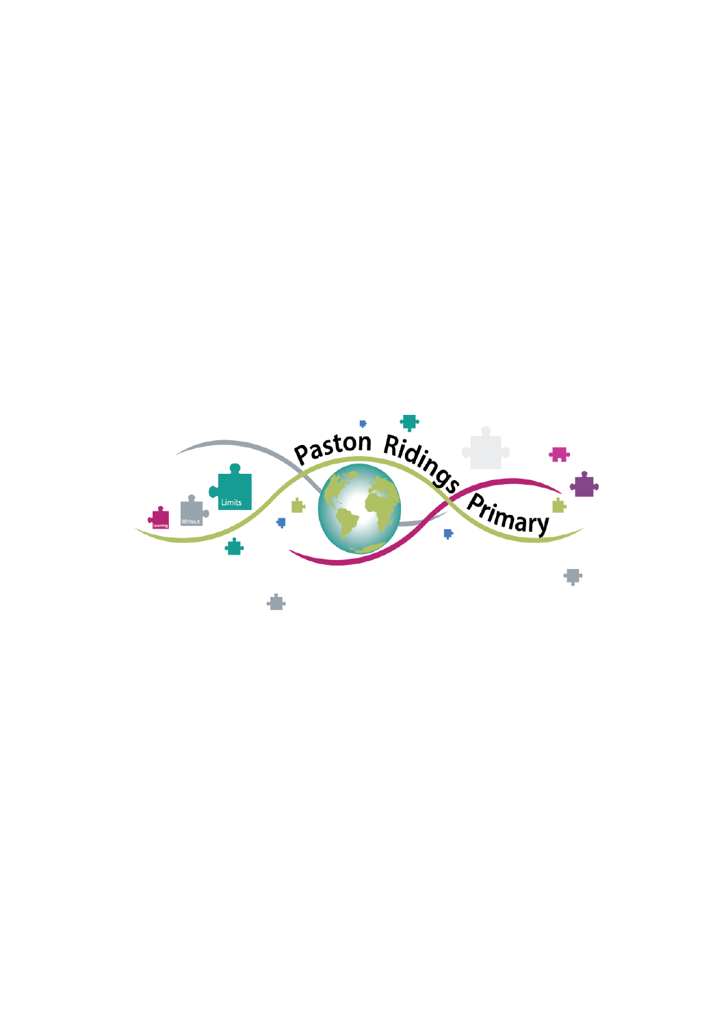Paston Ridings Primary

Learning Without Limits